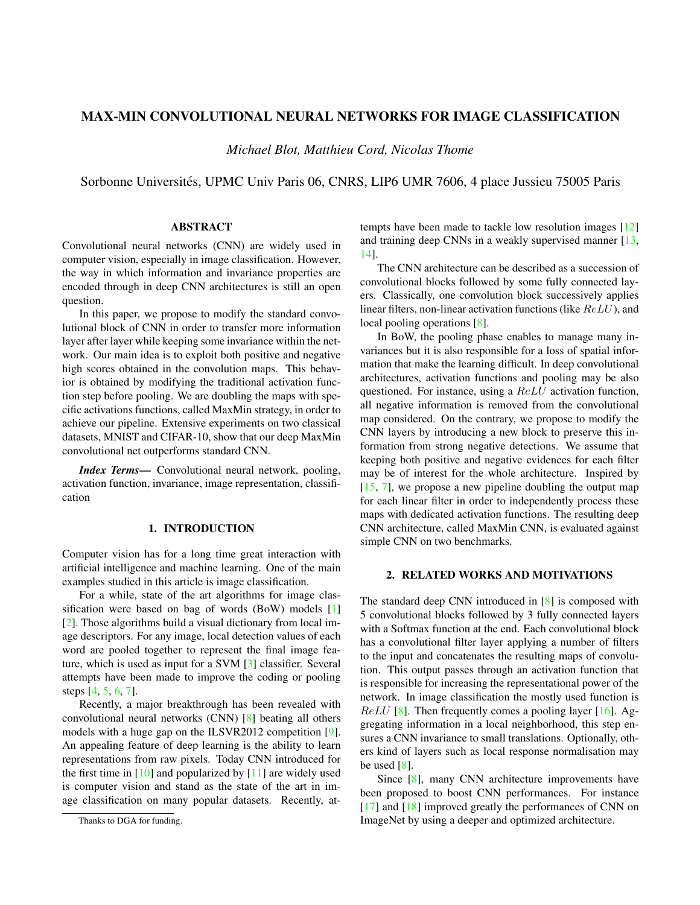# MAX-MIN CONVOLUTIONAL NEURAL NETWORKS FOR IMAGE CLASSIFICATION

*Michael Blot, Matthieu Cord, Nicolas Thome*

Sorbonne Universités, UPMC Univ Paris 06, CNRS, LIP6 UMR 7606, 4 place Jussieu 75005 Paris

## ABSTRACT

Convolutional neural networks (CNN) are widely used in computer vision, especially in image classification. However, the way in which information and invariance properties are encoded through in deep CNN architectures is still an open question.

In this paper, we propose to modify the standard convolutional block of CNN in order to transfer more information layer after layer while keeping some invariance within the network. Our main idea is to exploit both positive and negative high scores obtained in the convolution maps. This behavior is obtained by modifying the traditional activation function step before pooling. We are doubling the maps with specific activations functions, called MaxMin strategy, in order to achieve our pipeline. Extensive experiments on two classical datasets, MNIST and CIFAR-10, show that our deep MaxMin convolutional net outperforms standard CNN.

***Index Terms*— Convolutional neural network, pooling, activation function, invariance, image representation, classification**

## 1. INTRODUCTION

Computer vision has for a long time great interaction with artificial intelligence and machine learning. One of the main examples studied in this article is image classification.

For a while, state of the art algorithms for image classification were based on bag of words (BoW) models [1] [2]. Those algorithms build a visual dictionary from local image descriptors. For any image, local detection values of each word are pooled together to represent the final image feature, which is used as input for a SVM [3] classifier. Several attempts have been made to improve the coding or pooling steps [4, 5, 6, 7].

Recently, a major breakthrough has been revealed with convolutional neural networks (CNN) [8] beating all others models with a huge gap on the ILSVR2012 competition [9]. An appealing feature of deep learning is the ability to learn representations from raw pixels. Today CNN introduced for the first time in [10] and popularized by [11] are widely used is computer vision and stand as the state of the art in image classification on many popular datasets. Recently, attempts have been made to tackle low resolution images [12] and training deep CNNs in a weakly supervised manner [13, 14].

The CNN architecture can be described as a succession of convolutional blocks followed by some fully connected layers. Classically, one convolution block successively applies linear filters, non-linear activation functions (like $ReLU$), and local pooling operations [8].

In BoW, the pooling phase enables to manage many invariances but it is also responsible for a loss of spatial information that make the learning difficult. In deep convolutional architectures, activation functions and pooling may be also questioned. For instance, using a $ReLU$ activation function, all negative information is removed from the convolutional map considered. On the contrary, we propose to modify the CNN layers by introducing a new block to preserve this information from strong negative detections. We assume that keeping both positive and negative evidences for each filter may be of interest for the whole architecture. Inspired by [15, 7], we propose a new pipeline doubling the output map for each linear filter in order to independently process these maps with dedicated activation functions. The resulting deep CNN architecture, called MaxMin CNN, is evaluated against simple CNN on two benchmarks.

## 2. RELATED WORKS AND MOTIVATIONS

The standard deep CNN introduced in [8] is composed with 5 convolutional blocks followed by 3 fully connected layers with a Softmax function at the end. Each convolutional block has a convolutional filter layer applying a number of filters to the input and concatenates the resulting maps of convolution. This output passes through an activation function that is responsible for increasing the representational power of the network. In image classification the mostly used function is $ReLU$ [8]. Then frequently comes a pooling layer [16]. Aggregating information in a local neighborhood, this step ensures a CNN invariance to small translations. Optionally, others kind of layers such as local response normalisation may be used [8].

Since [8], many CNN architecture improvements have been proposed to boost CNN performances. For instance [17] and [18] improved greatly the performances of CNN on ImageNet by using a deeper and optimized architecture.

Thanks to DGA for funding.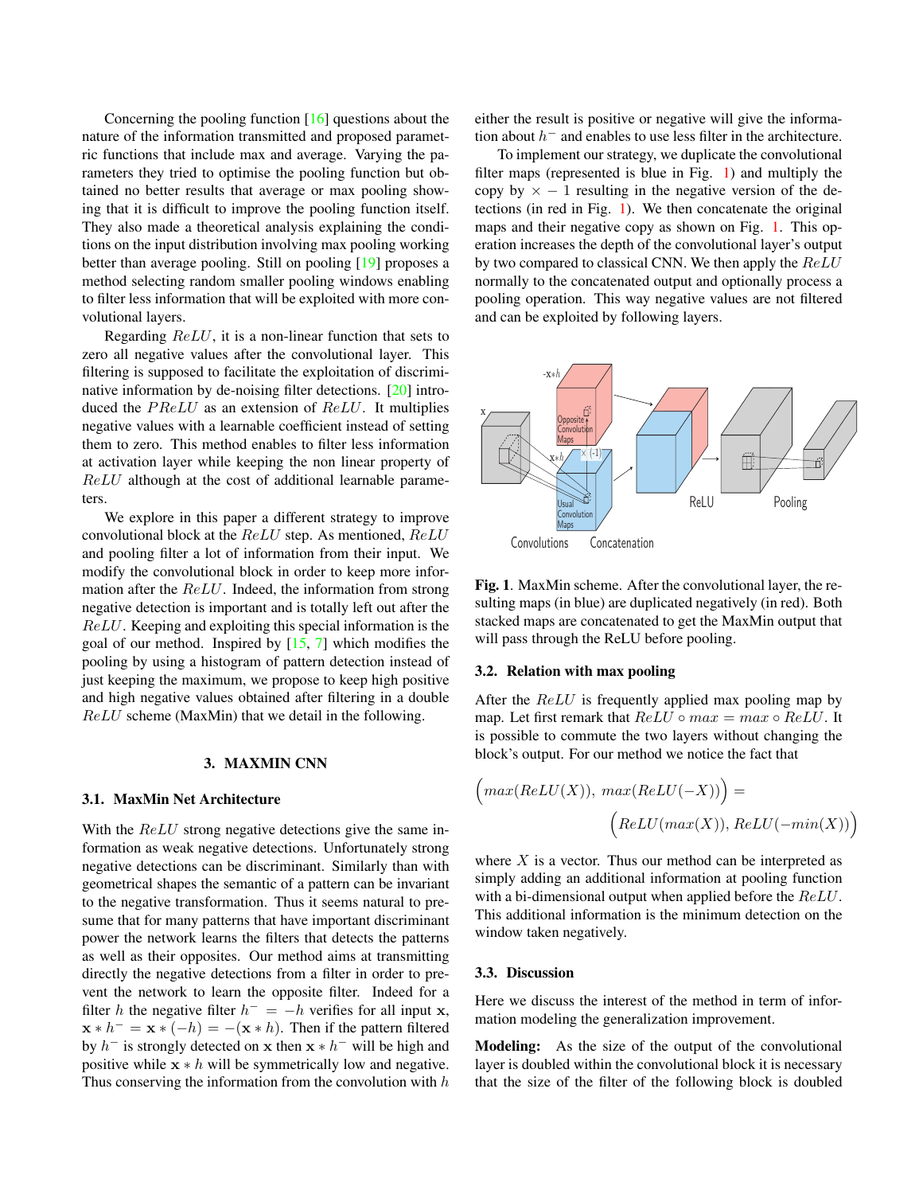Concerning the pooling function [16] questions about the nature of the information transmitted and proposed parametric functions that include max and average. Varying the parameters they tried to optimise the pooling function but obtained no better results that average or max pooling showing that it is difficult to improve the pooling function itself. They also made a theoretical analysis explaining the conditions on the input distribution involving max pooling working better than average pooling. Still on pooling [19] proposes a method selecting random smaller pooling windows enabling to filter less information that will be exploited with more convolutional layers.

Regarding $ReLU$, it is a non-linear function that sets to zero all negative values after the convolutional layer. This filtering is supposed to facilitate the exploitation of discriminative information by de-noising filter detections. [20] introduced the $PReLU$ as an extension of $ReLU$. It multiplies negative values with a learnable coefficient instead of setting them to zero. This method enables to filter less information at activation layer while keeping the non linear property of $ReLU$ although at the cost of additional learnable parameters.

We explore in this paper a different strategy to improve convolutional block at the $ReLU$ step. As mentioned, $ReLU$ and pooling filter a lot of information from their input. We modify the convolutional block in order to keep more information after the $ReLU$. Indeed, the information from strong negative detection is important and is totally left out after the $ReLU$. Keeping and exploiting this special information is the goal of our method. Inspired by [15, 7] which modifies the pooling by using a histogram of pattern detection instead of just keeping the maximum, we propose to keep high positive and high negative values obtained after filtering in a double $ReLU$ scheme (MaxMin) that we detail in the following.

## 3. MAXMIN CNN

### 3.1. MaxMin Net Architecture

With the $ReLU$ strong negative detections give the same information as weak negative detections. Unfortunately strong negative detections can be discriminant. Similarly than with geometrical shapes the semantic of a pattern can be invariant to the negative transformation. Thus it seems natural to presume that for many patterns that have important discriminant power the network learns the filters that detects the patterns as well as their opposites. Our method aims at transmitting directly the negative detections from a filter in order to prevent the network to learn the opposite filter. Indeed for a filter $h$ the negative filter $h^- = -h$ verifies for all input $\mathbf{x}$, $\mathbf{x} * h^- = \mathbf{x} * (-h) = -(\mathbf{x} * h)$. Then if the pattern filtered by $h^-$ is strongly detected on $\mathbf{x}$ then $\mathbf{x} * h^-$ will be high and positive while $\mathbf{x} * h$ will be symmetrically low and negative. Thus conserving the information from the convolution with $h$ either the result is positive or negative will give the information about $h^-$ and enables to use less filter in the architecture.

To implement our strategy, we duplicate the convolutional filter maps (represented is blue in Fig. 1) and multiply the copy by $\times - 1$ resulting in the negative version of the detections (in red in Fig. 1). We then concatenate the original maps and their negative copy as shown on Fig. 1. This operation increases the depth of the convolutional layer's output by two compared to classical CNN. We then apply the $ReLU$ normally to the concatenated output and optionally process a pooling operation. This way negative values are not filtered and can be exploited by following layers.

-x∗h

x

x∗h

Opposite Convolution Maps

×(-1)

Usual Convolution Maps

Convolutions

Concatenation

ReLU

Pooling

**Fig. 1**. MaxMin scheme. After the convolutional layer, the resulting maps (in blue) are duplicated negatively (in red). Both stacked maps are concatenated to get the MaxMin output that will pass through the ReLU before pooling.

### 3.2. Relation with max pooling

After the $ReLU$ is frequently applied max pooling map by map. Let first remark that $ReLU \circ max = max \circ ReLU$. It is possible to commute the two layers without changing the block's output. For our method we notice the fact that

$$\Big(max(ReLU(X)),\ max(ReLU(-X))\Big) = \Big(ReLU(max(X)),\ ReLU(-min(X))\Big)$$

where $X$ is a vector. Thus our method can be interpreted as simply adding an additional information at pooling function with a bi-dimensional output when applied before the $ReLU$. This additional information is the minimum detection on the window taken negatively.

### 3.3. Discussion

Here we discuss the interest of the method in term of information modeling the generalization improvement.

**Modeling:** As the size of the output of the convolutional layer is doubled within the convolutional block it is necessary that the size of the filter of the following block is doubled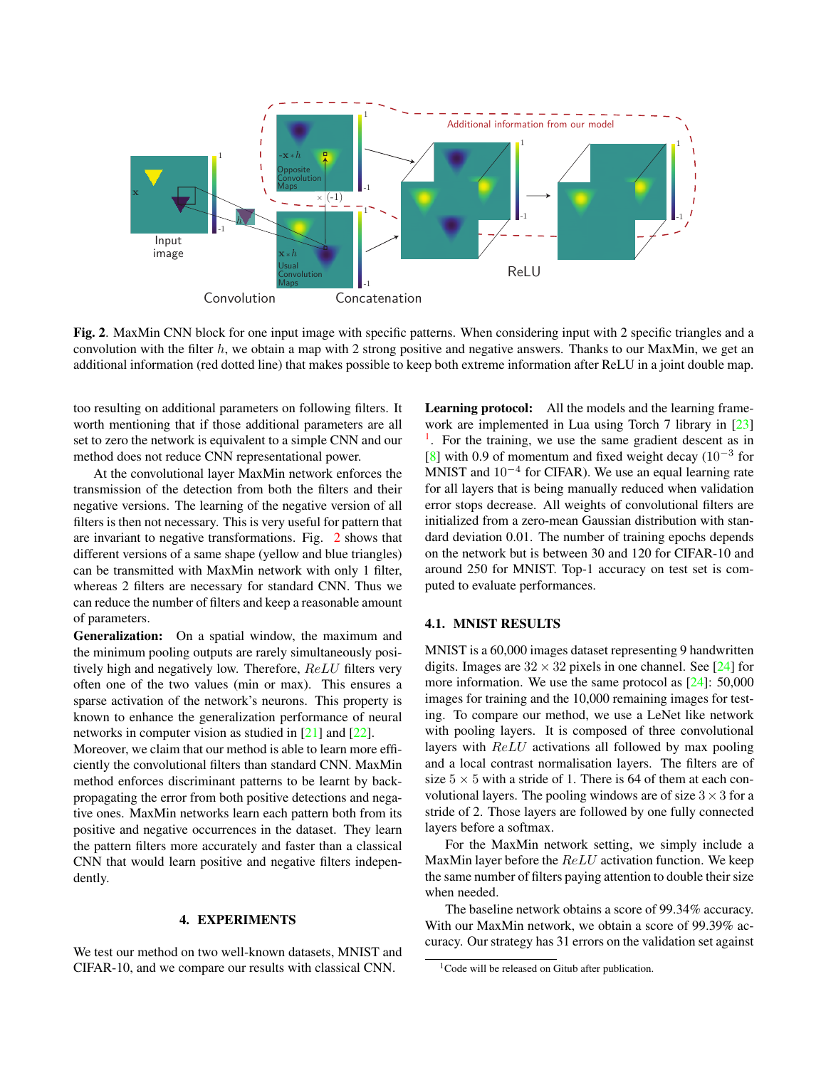**Fig. 2**. MaxMin CNN block for one input image with specific patterns. When considering input with 2 specific triangles and a convolution with the filter $h$, we obtain a map with 2 strong positive and negative answers. Thanks to our MaxMin, we get an additional information (red dotted line) that makes possible to keep both extreme information after ReLU in a joint double map.

too resulting on additional parameters on following filters. It worth mentioning that if those additional parameters are all set to zero the network is equivalent to a simple CNN and our method does not reduce CNN representational power.

At the convolutional layer MaxMin network enforces the transmission of the detection from both the filters and their negative versions. The learning of the negative version of all filters is then not necessary. This is very useful for pattern that are invariant to negative transformations. Fig. 2 shows that different versions of a same shape (yellow and blue triangles) can be transmitted with MaxMin network with only 1 filter, whereas 2 filters are necessary for standard CNN. Thus we can reduce the number of filters and keep a reasonable amount of parameters.

**Generalization:** On a spatial window, the maximum and the minimum pooling outputs are rarely simultaneously positively high and negatively low. Therefore, $ReLU$ filters very often one of the two values (min or max). This ensures a sparse activation of the network's neurons. This property is known to enhance the generalization performance of neural networks in computer vision as studied in [21] and [22].

Moreover, we claim that our method is able to learn more efficiently the convolutional filters than standard CNN. MaxMin method enforces discriminant patterns to be learnt by back-propagating the error from both positive detections and negative ones. MaxMin networks learn each pattern both from its positive and negative occurrences in the dataset. They learn the pattern filters more accurately and faster than a classical CNN that would learn positive and negative filters independently.

## 4. EXPERIMENTS

We test our method on two well-known datasets, MNIST and CIFAR-10, and we compare our results with classical CNN.

**Learning protocol:** All the models and the learning framework are implemented in Lua using Torch 7 library in [23] [1]. For the training, we use the same gradient descent as in [8] with 0.9 of momentum and fixed weight decay ($10^{-3}$ for MNIST and $10^{-4}$ for CIFAR). We use an equal learning rate for all layers that is being manually reduced when validation error stops decrease. All weights of convolutional filters are initialized from a zero-mean Gaussian distribution with standard deviation 0.01. The number of training epochs depends on the network but is between 30 and 120 for CIFAR-10 and around 250 for MNIST. Top-1 accuracy on test set is computed to evaluate performances.

### 4.1. MNIST RESULTS

MNIST is a 60,000 images dataset representing 9 handwritten digits. Images are $32 \times 32$ pixels in one channel. See [24] for more information. We use the same protocol as [24]: 50,000 images for training and the 10,000 remaining images for testing. To compare our method, we use a LeNet like network with pooling layers. It is composed of three convolutional layers with $ReLU$ activations all followed by max pooling and a local contrast normalisation layers. The filters are of size $5 \times 5$ with a stride of 1. There is 64 of them at each convolutional layers. The pooling windows are of size $3 \times 3$ for a stride of 2. Those layers are followed by one fully connected layers before a softmax.

For the MaxMin network setting, we simply include a MaxMin layer before the $ReLU$ activation function. We keep the same number of filters paying attention to double their size when needed.

The baseline network obtains a score of 99.34% accuracy. With our MaxMin network, we obtain a score of 99.39% accuracy. Our strategy has 31 errors on the validation set against

[1] Code will be released on Gitub after publication.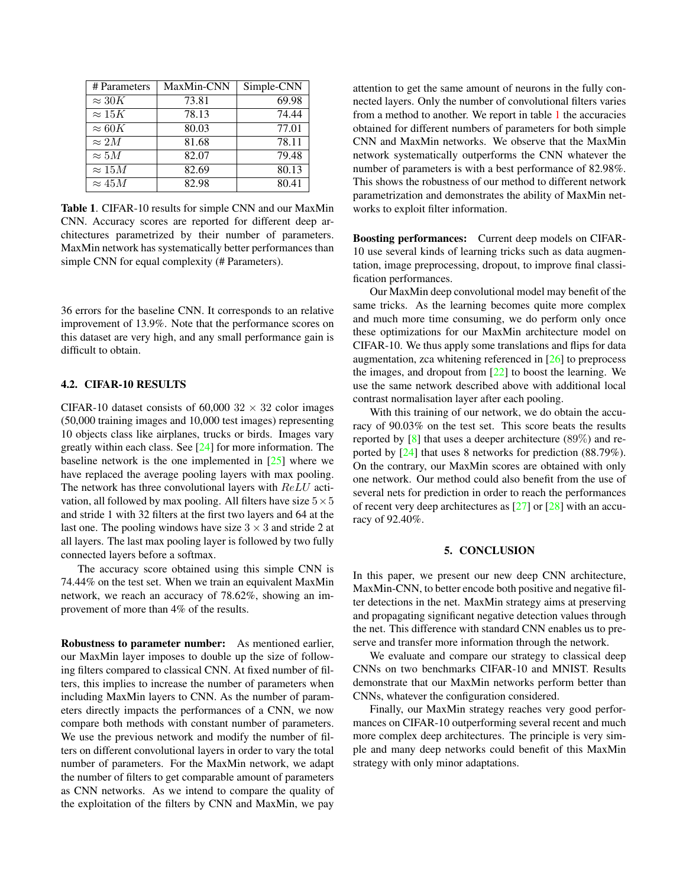| # Parameters | MaxMin-CNN | Simple-CNN |
|---|---|---|
| $\approx 30K$ | 73.81 | 69.98 |
| $\approx 15K$ | 78.13 | 74.44 |
| $\approx 60K$ | 80.03 | 77.01 |
| $\approx 2M$ | 81.68 | 78.11 |
| $\approx 5M$ | 82.07 | 79.48 |
| $\approx 15M$ | 82.69 | 80.13 |
| $\approx 45M$ | 82.98 | 80.41 |

**Table 1**. CIFAR-10 results for simple CNN and our MaxMin CNN. Accuracy scores are reported for different deep architectures parametrized by their number of parameters. MaxMin network has systematically better performances than simple CNN for equal complexity (# Parameters).

36 errors for the baseline CNN. It corresponds to an relative improvement of 13.9%. Note that the performance scores on this dataset are very high, and any small performance gain is difficult to obtain.

### 4.2. CIFAR-10 RESULTS

CIFAR-10 dataset consists of 60,000 $32 \times 32$ color images (50,000 training images and 10,000 test images) representing 10 objects class like airplanes, trucks or birds. Images vary greatly within each class. See [24] for more information. The baseline network is the one implemented in [25] where we have replaced the average pooling layers with max pooling. The network has three convolutional layers with $ReLU$ activation, all followed by max pooling. All filters have size $5 \times 5$ and stride 1 with 32 filters at the first two layers and 64 at the last one. The pooling windows have size $3 \times 3$ and stride 2 at all layers. The last max pooling layer is followed by two fully connected layers before a softmax.

The accuracy score obtained using this simple CNN is 74.44% on the test set. When we train an equivalent MaxMin network, we reach an accuracy of 78.62%, showing an improvement of more than 4% of the results.

**Robustness to parameter number:** As mentioned earlier, our MaxMin layer imposes to double up the size of following filters compared to classical CNN. At fixed number of filters, this implies to increase the number of parameters when including MaxMin layers to CNN. As the number of parameters directly impacts the performances of a CNN, we now compare both methods with constant number of parameters. We use the previous network and modify the number of filters on different convolutional layers in order to vary the total number of parameters. For the MaxMin network, we adapt the number of filters to get comparable amount of parameters as CNN networks. As we intend to compare the quality of the exploitation of the filters by CNN and MaxMin, we pay attention to get the same amount of neurons in the fully connected layers. Only the number of convolutional filters varies from a method to another. We report in table 1 the accuracies obtained for different numbers of parameters for both simple CNN and MaxMin networks. We observe that the MaxMin network systematically outperforms the CNN whatever the number of parameters is with a best performance of 82.98%. This shows the robustness of our method to different network parametrization and demonstrates the ability of MaxMin networks to exploit filter information.

**Boosting performances:** Current deep models on CIFAR-10 use several kinds of learning tricks such as data augmentation, image preprocessing, dropout, to improve final classification performances.

Our MaxMin deep convolutional model may benefit of the same tricks. As the learning becomes quite more complex and much more time consuming, we do perform only once these optimizations for our MaxMin architecture model on CIFAR-10. We thus apply some translations and flips for data augmentation, zca whitening referenced in [26] to preprocess the images, and dropout from [22] to boost the learning. We use the same network described above with additional local contrast normalisation layer after each pooling.

With this training of our network, we do obtain the accuracy of 90.03% on the test set. This score beats the results reported by [8] that uses a deeper architecture ($89\%$) and reported by [24] that uses 8 networks for prediction (88.79%). On the contrary, our MaxMin scores are obtained with only one network. Our method could also benefit from the use of several nets for prediction in order to reach the performances of recent very deep architectures as [27] or [28] with an accuracy of 92.40%.

## 5. CONCLUSION

In this paper, we present our new deep CNN architecture, MaxMin-CNN, to better encode both positive and negative filter detections in the net. MaxMin strategy aims at preserving and propagating significant negative detection values through the net. This difference with standard CNN enables us to preserve and transfer more information through the network.

We evaluate and compare our strategy to classical deep CNNs on two benchmarks CIFAR-10 and MNIST. Results demonstrate that our MaxMin networks perform better than CNNs, whatever the configuration considered.

Finally, our MaxMin strategy reaches very good performances on CIFAR-10 outperforming several recent and much more complex deep architectures. The principle is very simple and many deep networks could benefit of this MaxMin strategy with only minor adaptations.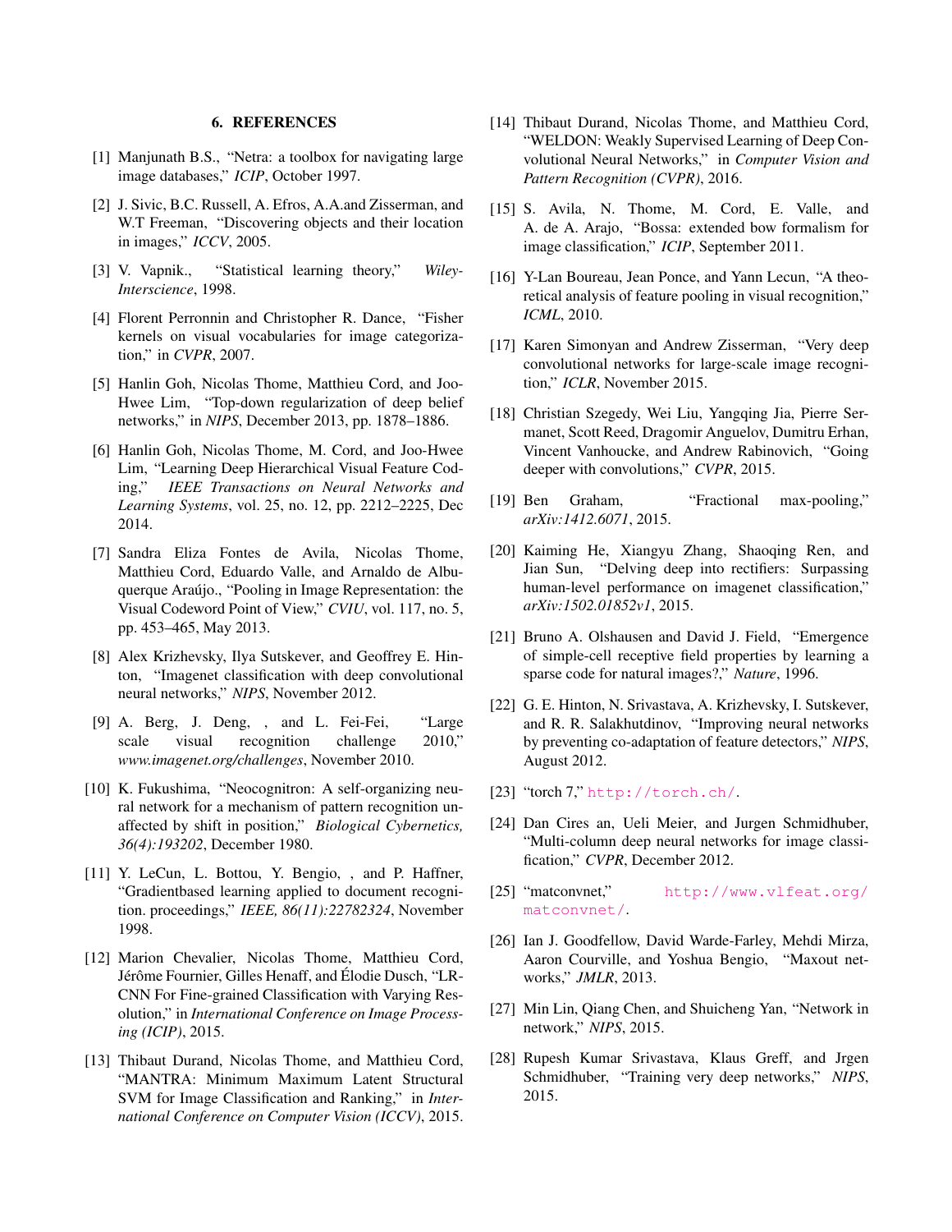## 6. REFERENCES

[1] Manjunath B.S., "Netra: a toolbox for navigating large image databases," *ICIP*, October 1997.

[2] J. Sivic, B.C. Russell, A. Efros, A.A.and Zisserman, and W.T Freeman, "Discovering objects and their location in images," *ICCV*, 2005.

[3] V. Vapnik., "Statistical learning theory," *Wiley-Interscience*, 1998.

[4] Florent Perronnin and Christopher R. Dance, "Fisher kernels on visual vocabularies for image categorization," in *CVPR*, 2007.

[5] Hanlin Goh, Nicolas Thome, Matthieu Cord, and Joo-Hwee Lim, "Top-down regularization of deep belief networks," in *NIPS*, December 2013, pp. 1878–1886.

[6] Hanlin Goh, Nicolas Thome, M. Cord, and Joo-Hwee Lim, "Learning Deep Hierarchical Visual Feature Coding," *IEEE Transactions on Neural Networks and Learning Systems*, vol. 25, no. 12, pp. 2212–2225, Dec 2014.

[7] Sandra Eliza Fontes de Avila, Nicolas Thome, Matthieu Cord, Eduardo Valle, and Arnaldo de Albuquerque Araújo., "Pooling in Image Representation: the Visual Codeword Point of View," *CVIU*, vol. 117, no. 5, pp. 453–465, May 2013.

[8] Alex Krizhevsky, Ilya Sutskever, and Geoffrey E. Hinton, "Imagenet classification with deep convolutional neural networks," *NIPS*, November 2012.

[9] A. Berg, J. Deng, , and L. Fei-Fei, "Large scale visual recognition challenge 2010," *www.imagenet.org/challenges*, November 2010.

[10] K. Fukushima, "Neocognitron: A self-organizing neural network for a mechanism of pattern recognition unaffected by shift in position," *Biological Cybernetics, 36(4):193202*, December 1980.

[11] Y. LeCun, L. Bottou, Y. Bengio, , and P. Haffner, "Gradientbased learning applied to document recognition. proceedings," *IEEE, 86(11):22782324*, November 1998.

[12] Marion Chevalier, Nicolas Thome, Matthieu Cord, Jérôme Fournier, Gilles Henaff, and Élodie Dusch, "LR-CNN For Fine-grained Classification with Varying Resolution," in *International Conference on Image Processing (ICIP)*, 2015.

[13] Thibaut Durand, Nicolas Thome, and Matthieu Cord, "MANTRA: Minimum Maximum Latent Structural SVM for Image Classification and Ranking," in *International Conference on Computer Vision (ICCV)*, 2015.

[14] Thibaut Durand, Nicolas Thome, and Matthieu Cord, "WELDON: Weakly Supervised Learning of Deep Convolutional Neural Networks," in *Computer Vision and Pattern Recognition (CVPR)*, 2016.

[15] S. Avila, N. Thome, M. Cord, E. Valle, and A. de A. Arajo, "Bossa: extended bow formalism for image classification," *ICIP*, September 2011.

[16] Y-Lan Boureau, Jean Ponce, and Yann Lecun, "A theoretical analysis of feature pooling in visual recognition," *ICML*, 2010.

[17] Karen Simonyan and Andrew Zisserman, "Very deep convolutional networks for large-scale image recognition," *ICLR*, November 2015.

[18] Christian Szegedy, Wei Liu, Yangqing Jia, Pierre Sermanet, Scott Reed, Dragomir Anguelov, Dumitru Erhan, Vincent Vanhoucke, and Andrew Rabinovich, "Going deeper with convolutions," *CVPR*, 2015.

[19] Ben Graham, "Fractional max-pooling," *arXiv:1412.6071*, 2015.

[20] Kaiming He, Xiangyu Zhang, Shaoqing Ren, and Jian Sun, "Delving deep into rectifiers: Surpassing human-level performance on imagenet classification," *arXiv:1502.01852v1*, 2015.

[21] Bruno A. Olshausen and David J. Field, "Emergence of simple-cell receptive field properties by learning a sparse code for natural images?," *Nature*, 1996.

[22] G. E. Hinton, N. Srivastava, A. Krizhevsky, I. Sutskever, and R. R. Salakhutdinov, "Improving neural networks by preventing co-adaptation of feature detectors," *NIPS*, August 2012.

[23] "torch 7," `http://torch.ch/`.

[24] Dan Cires an, Ueli Meier, and Jurgen Schmidhuber, "Multi-column deep neural networks for image classification," *CVPR*, December 2012.

[25] "matconvnet," `http://www.vlfeat.org/matconvnet/`.

[26] Ian J. Goodfellow, David Warde-Farley, Mehdi Mirza, Aaron Courville, and Yoshua Bengio, "Maxout networks," *JMLR*, 2013.

[27] Min Lin, Qiang Chen, and Shuicheng Yan, "Network in network," *NIPS*, 2015.

[28] Rupesh Kumar Srivastava, Klaus Greff, and Jrgen Schmidhuber, "Training very deep networks," *NIPS*, 2015.